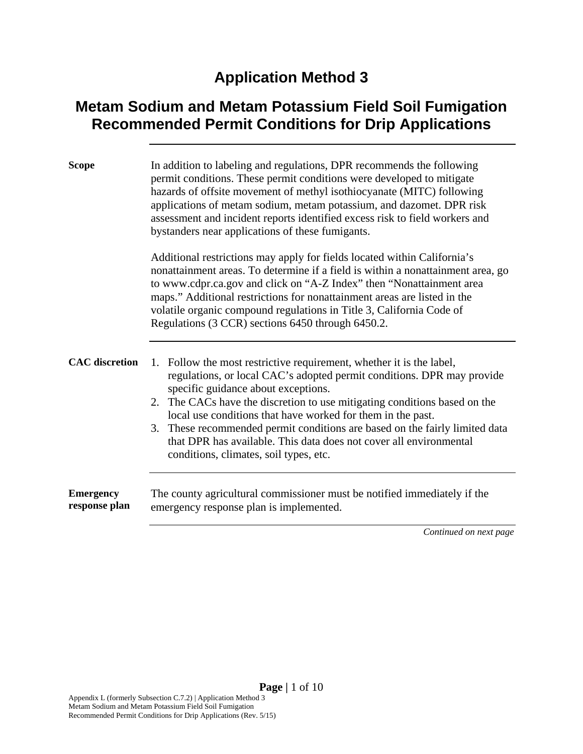# Application Method 3

## Metam Sodium and Metam Potassium Field Soil Fumigation Recommended Permit Conditions for Drip Applications

**Scope**

In addition to labeling and regulations, DPR recommends the following permit conditions. These permit conditions were developed to mitigate hazards of offsite movement of methyl isothiocyanate (MITC) following applications of metam sodium, metam potassium, and dazomet. DPR risk assessment and incident reports identified excess risk to field workers and bystanders near applications of these fumigants.

Additional restrictions may apply for fields located within California's nonattainment areas. To determine if a field is within a nonattainment area, go to www.cdpr.ca.gov and click on "A-Z Index" then "Nonattainment area maps." Additional restrictions for nonattainment areas are listed in the volatile organic compound regulations in Title 3, California Code of Regulations (3 CCR) sections 6450 through 6450.2.

**CAC discretion**

1. Follow the most restrictive requirement, whether it is the label, regulations, or local CAC's adopted permit conditions. DPR may provide specific guidance about exceptions.
2. The CACs have the discretion to use mitigating conditions based on the local use conditions that have worked for them in the past.
3. These recommended permit conditions are based on the fairly limited data that DPR has available. This data does not cover all environmental conditions, climates, soil types, etc.

**Emergency response plan**

The county agricultural commissioner must be notified immediately if the emergency response plan is implemented.

*Continued on next page*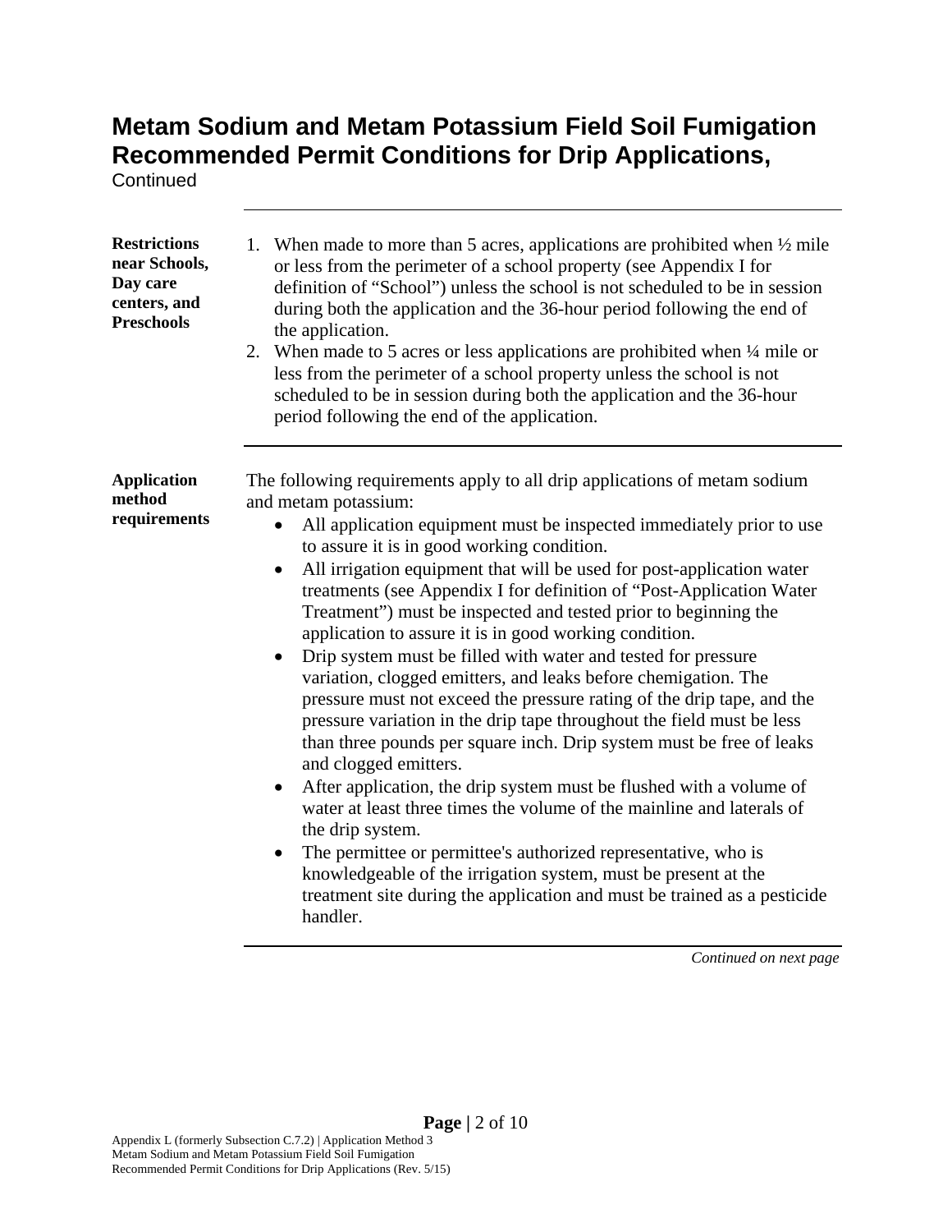# Metam Sodium and Metam Potassium Field Soil Fumigation Recommended Permit Conditions for Drip Applications,

Continued

**Restrictions near Schools, Day care centers, and Preschools**

1. When made to more than 5 acres, applications are prohibited when ½ mile or less from the perimeter of a school property (see Appendix I for definition of "School") unless the school is not scheduled to be in session during both the application and the 36-hour period following the end of the application.
2. When made to 5 acres or less applications are prohibited when ¼ mile or less from the perimeter of a school property unless the school is not scheduled to be in session during both the application and the 36-hour period following the end of the application.

**Application method requirements**

The following requirements apply to all drip applications of metam sodium and metam potassium:

- All application equipment must be inspected immediately prior to use to assure it is in good working condition.
- All irrigation equipment that will be used for post-application water treatments (see Appendix I for definition of "Post-Application Water Treatment") must be inspected and tested prior to beginning the application to assure it is in good working condition.
- Drip system must be filled with water and tested for pressure variation, clogged emitters, and leaks before chemigation. The pressure must not exceed the pressure rating of the drip tape, and the pressure variation in the drip tape throughout the field must be less than three pounds per square inch. Drip system must be free of leaks and clogged emitters.
- After application, the drip system must be flushed with a volume of water at least three times the volume of the mainline and laterals of the drip system.
- The permittee or permittee's authorized representative, who is knowledgeable of the irrigation system, must be present at the treatment site during the application and must be trained as a pesticide handler.

*Continued on next page*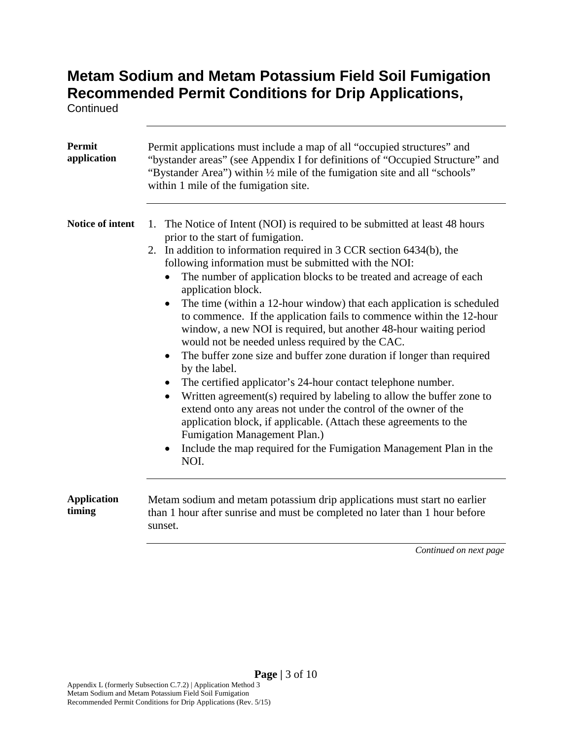# Metam Sodium and Metam Potassium Field Soil Fumigation Recommended Permit Conditions for Drip Applications,

Continued

**Permit application**

Permit applications must include a map of all "occupied structures" and "bystander areas" (see Appendix I for definitions of "Occupied Structure" and "Bystander Area") within ½ mile of the fumigation site and all "schools" within 1 mile of the fumigation site.

**Notice of intent**

1. The Notice of Intent (NOI) is required to be submitted at least 48 hours prior to the start of fumigation.
2. In addition to information required in 3 CCR section 6434(b), the following information must be submitted with the NOI:
   - The number of application blocks to be treated and acreage of each application block.
   - The time (within a 12-hour window) that each application is scheduled to commence. If the application fails to commence within the 12-hour window, a new NOI is required, but another 48-hour waiting period would not be needed unless required by the CAC.
   - The buffer zone size and buffer zone duration if longer than required by the label.
   - The certified applicator's 24-hour contact telephone number.
   - Written agreement(s) required by labeling to allow the buffer zone to extend onto any areas not under the control of the owner of the application block, if applicable. (Attach these agreements to the Fumigation Management Plan.)
   - Include the map required for the Fumigation Management Plan in the NOI.

**Application timing**

Metam sodium and metam potassium drip applications must start no earlier than 1 hour after sunrise and must be completed no later than 1 hour before sunset.

*Continued on next page*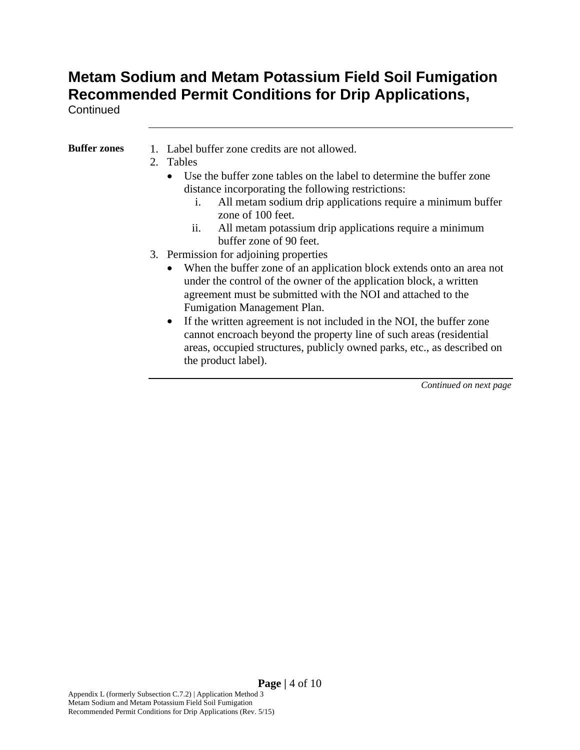# Metam Sodium and Metam Potassium Field Soil Fumigation Recommended Permit Conditions for Drip Applications,

Continued

**Buffer zones**

1. Label buffer zone credits are not allowed.
2. Tables
   - Use the buffer zone tables on the label to determine the buffer zone distance incorporating the following restrictions:
     i. All metam sodium drip applications require a minimum buffer zone of 100 feet.
     ii. All metam potassium drip applications require a minimum buffer zone of 90 feet.
3. Permission for adjoining properties
   - When the buffer zone of an application block extends onto an area not under the control of the owner of the application block, a written agreement must be submitted with the NOI and attached to the Fumigation Management Plan.
   - If the written agreement is not included in the NOI, the buffer zone cannot encroach beyond the property line of such areas (residential areas, occupied structures, publicly owned parks, etc., as described on the product label).

*Continued on next page*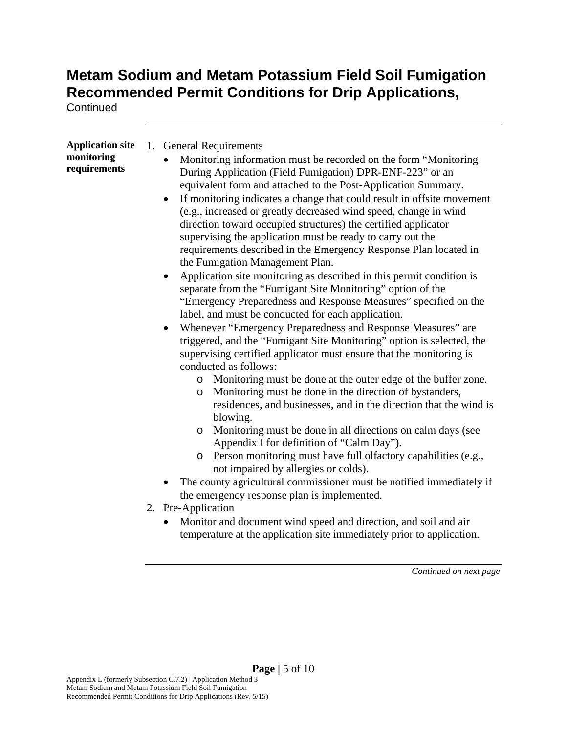# Metam Sodium and Metam Potassium Field Soil Fumigation Recommended Permit Conditions for Drip Applications,

Continued

**Application site monitoring requirements**

1. General Requirements
   - Monitoring information must be recorded on the form "Monitoring During Application (Field Fumigation) DPR-ENF-223" or an equivalent form and attached to the Post-Application Summary.
   - If monitoring indicates a change that could result in offsite movement (e.g., increased or greatly decreased wind speed, change in wind direction toward occupied structures) the certified applicator supervising the application must be ready to carry out the requirements described in the Emergency Response Plan located in the Fumigation Management Plan.
   - Application site monitoring as described in this permit condition is separate from the "Fumigant Site Monitoring" option of the "Emergency Preparedness and Response Measures" specified on the label, and must be conducted for each application.
   - Whenever "Emergency Preparedness and Response Measures" are triggered, and the "Fumigant Site Monitoring" option is selected, the supervising certified applicator must ensure that the monitoring is conducted as follows:
     - Monitoring must be done at the outer edge of the buffer zone.
     - Monitoring must be done in the direction of bystanders, residences, and businesses, and in the direction that the wind is blowing.
     - Monitoring must be done in all directions on calm days (see Appendix I for definition of "Calm Day").
     - Person monitoring must have full olfactory capabilities (e.g., not impaired by allergies or colds).
   - The county agricultural commissioner must be notified immediately if the emergency response plan is implemented.
2. Pre-Application
   - Monitor and document wind speed and direction, and soil and air temperature at the application site immediately prior to application.

*Continued on next page*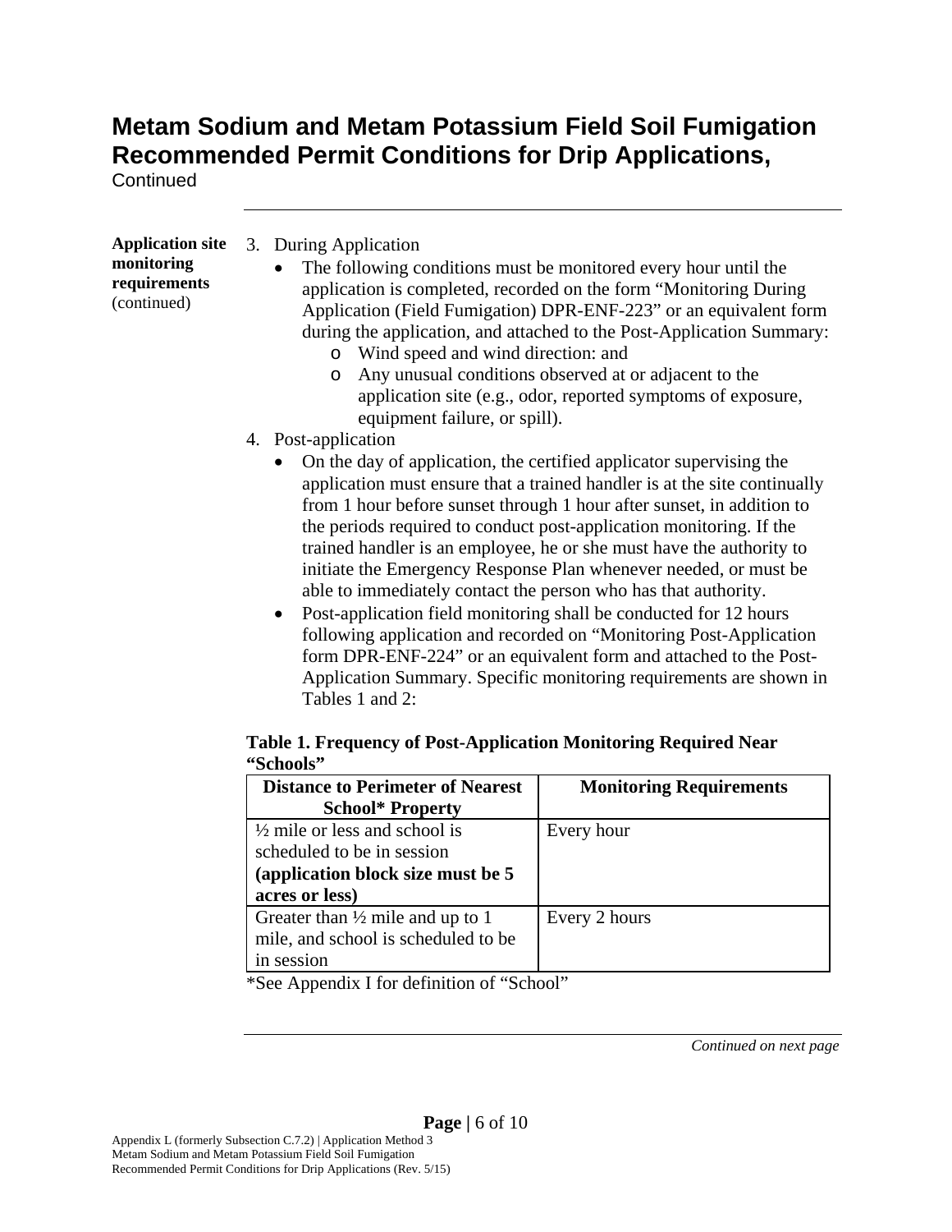# Metam Sodium and Metam Potassium Field Soil Fumigation Recommended Permit Conditions for Drip Applications,

Continued

**Application site monitoring requirements** (continued)

3. During Application
   - The following conditions must be monitored every hour until the application is completed, recorded on the form "Monitoring During Application (Field Fumigation) DPR-ENF-223" or an equivalent form during the application, and attached to the Post-Application Summary:
     - Wind speed and wind direction: and
     - Any unusual conditions observed at or adjacent to the application site (e.g., odor, reported symptoms of exposure, equipment failure, or spill).
4. Post-application
   - On the day of application, the certified applicator supervising the application must ensure that a trained handler is at the site continually from 1 hour before sunset through 1 hour after sunset, in addition to the periods required to conduct post-application monitoring. If the trained handler is an employee, he or she must have the authority to initiate the Emergency Response Plan whenever needed, or must be able to immediately contact the person who has that authority.
   - Post-application field monitoring shall be conducted for 12 hours following application and recorded on "Monitoring Post-Application form DPR-ENF-224" or an equivalent form and attached to the Post-Application Summary. Specific monitoring requirements are shown in Tables 1 and 2:

**Table 1. Frequency of Post-Application Monitoring Required Near "Schools"**

| Distance to Perimeter of Nearest School* Property | Monitoring Requirements |
| --- | --- |
| ½ mile or less and school is scheduled to be in session **(application block size must be 5 acres or less)** | Every hour |
| Greater than ½ mile and up to 1 mile, and school is scheduled to be in session | Every 2 hours |

*See Appendix I for definition of "School"

*Continued on next page*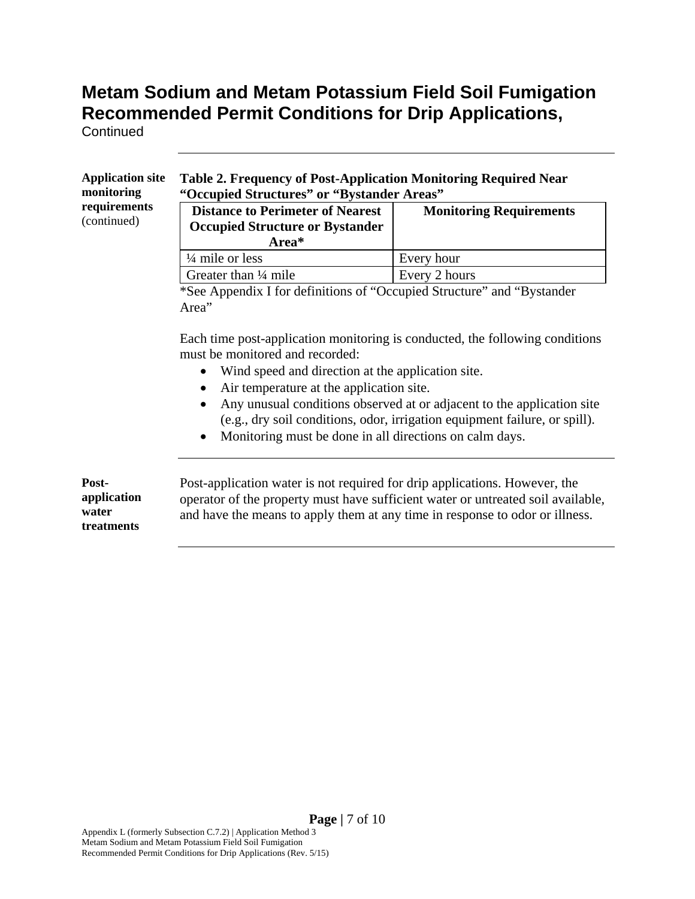# Metam Sodium and Metam Potassium Field Soil Fumigation Recommended Permit Conditions for Drip Applications,

Continued

**Application site monitoring requirements** (continued)

**Table 2. Frequency of Post-Application Monitoring Required Near "Occupied Structures" or "Bystander Areas"**

| Distance to Perimeter of Nearest Occupied Structure or Bystander Area* | Monitoring Requirements |
|---|---|
| ¼ mile or less | Every hour |
| Greater than ¼ mile | Every 2 hours |

*See Appendix I for definitions of "Occupied Structure" and "Bystander Area"

Each time post-application monitoring is conducted, the following conditions must be monitored and recorded:

- Wind speed and direction at the application site.
- Air temperature at the application site.
- Any unusual conditions observed at or adjacent to the application site (e.g., dry soil conditions, odor, irrigation equipment failure, or spill).
- Monitoring must be done in all directions on calm days.

**Post-application water treatments**

Post-application water is not required for drip applications. However, the operator of the property must have sufficient water or untreated soil available, and have the means to apply them at any time in response to odor or illness.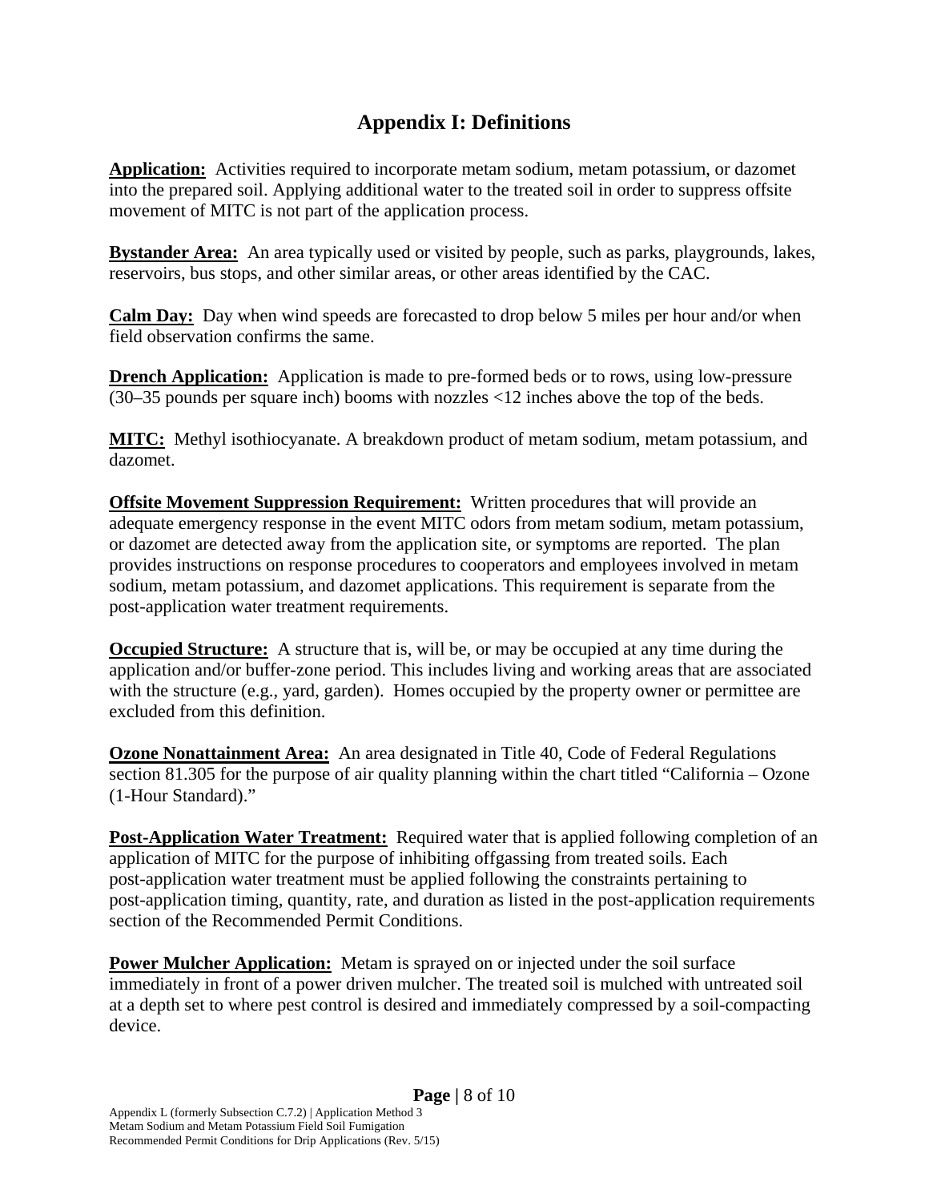# Appendix I: Definitions

**Application:** Activities required to incorporate metam sodium, metam potassium, or dazomet into the prepared soil. Applying additional water to the treated soil in order to suppress offsite movement of MITC is not part of the application process.

**Bystander Area:** An area typically used or visited by people, such as parks, playgrounds, lakes, reservoirs, bus stops, and other similar areas, or other areas identified by the CAC.

**Calm Day:** Day when wind speeds are forecasted to drop below 5 miles per hour and/or when field observation confirms the same.

**Drench Application:** Application is made to pre-formed beds or to rows, using low-pressure (30–35 pounds per square inch) booms with nozzles <12 inches above the top of the beds.

**MITC:** Methyl isothiocyanate. A breakdown product of metam sodium, metam potassium, and dazomet.

**Offsite Movement Suppression Requirement:** Written procedures that will provide an adequate emergency response in the event MITC odors from metam sodium, metam potassium, or dazomet are detected away from the application site, or symptoms are reported. The plan provides instructions on response procedures to cooperators and employees involved in metam sodium, metam potassium, and dazomet applications. This requirement is separate from the post-application water treatment requirements.

**Occupied Structure:** A structure that is, will be, or may be occupied at any time during the application and/or buffer-zone period. This includes living and working areas that are associated with the structure (e.g., yard, garden). Homes occupied by the property owner or permittee are excluded from this definition.

**Ozone Nonattainment Area:** An area designated in Title 40, Code of Federal Regulations section 81.305 for the purpose of air quality planning within the chart titled "California – Ozone (1-Hour Standard)."

**Post-Application Water Treatment:** Required water that is applied following completion of an application of MITC for the purpose of inhibiting offgassing from treated soils. Each post-application water treatment must be applied following the constraints pertaining to post-application timing, quantity, rate, and duration as listed in the post-application requirements section of the Recommended Permit Conditions.

**Power Mulcher Application:** Metam is sprayed on or injected under the soil surface immediately in front of a power driven mulcher. The treated soil is mulched with untreated soil at a depth set to where pest control is desired and immediately compressed by a soil-compacting device.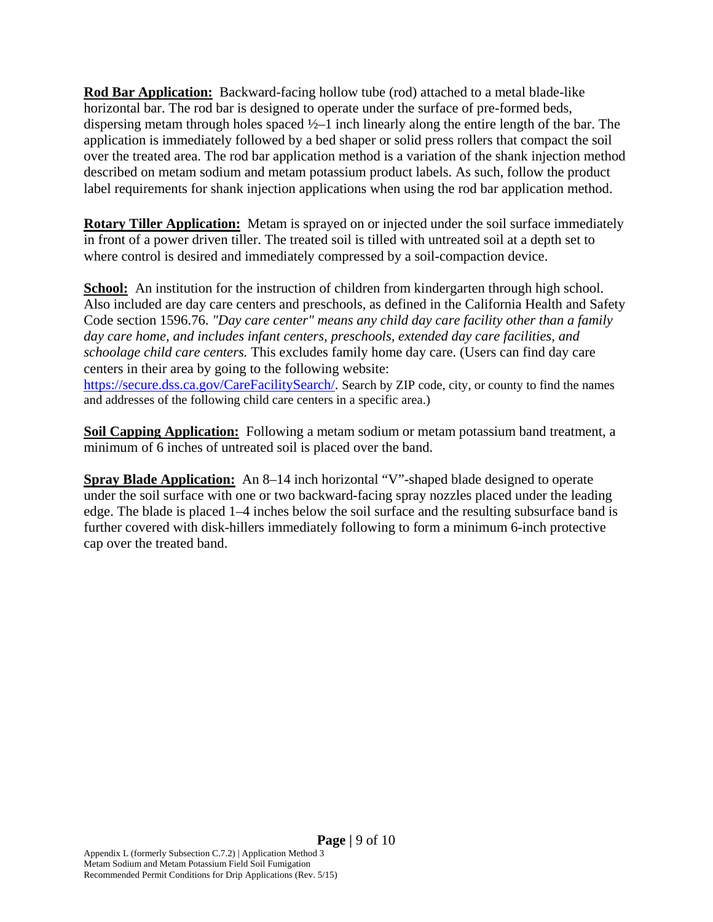**Rod Bar Application:** Backward-facing hollow tube (rod) attached to a metal blade-like horizontal bar. The rod bar is designed to operate under the surface of pre-formed beds, dispersing metam through holes spaced ½–1 inch linearly along the entire length of the bar. The application is immediately followed by a bed shaper or solid press rollers that compact the soil over the treated area. The rod bar application method is a variation of the shank injection method described on metam sodium and metam potassium product labels. As such, follow the product label requirements for shank injection applications when using the rod bar application method.

**Rotary Tiller Application:** Metam is sprayed on or injected under the soil surface immediately in front of a power driven tiller. The treated soil is tilled with untreated soil at a depth set to where control is desired and immediately compressed by a soil-compaction device.

**School:** An institution for the instruction of children from kindergarten through high school. Also included are day care centers and preschools, as defined in the California Health and Safety Code section 1596.76. *"Day care center" means any child day care facility other than a family day care home, and includes infant centers, preschools, extended day care facilities, and schoolage child care centers.* This excludes family home day care. (Users can find day care centers in their area by going to the following website: [https://secure.dss.ca.gov/CareFacilitySearch/](https://secure.dss.ca.gov/CareFacilitySearch/). Search by ZIP code, city, or county to find the names and addresses of the following child care centers in a specific area.)

**Soil Capping Application:** Following a metam sodium or metam potassium band treatment, a minimum of 6 inches of untreated soil is placed over the band.

**Spray Blade Application:** An 8–14 inch horizontal "V"-shaped blade designed to operate under the soil surface with one or two backward-facing spray nozzles placed under the leading edge. The blade is placed 1–4 inches below the soil surface and the resulting subsurface band is further covered with disk-hillers immediately following to form a minimum 6-inch protective cap over the treated band.